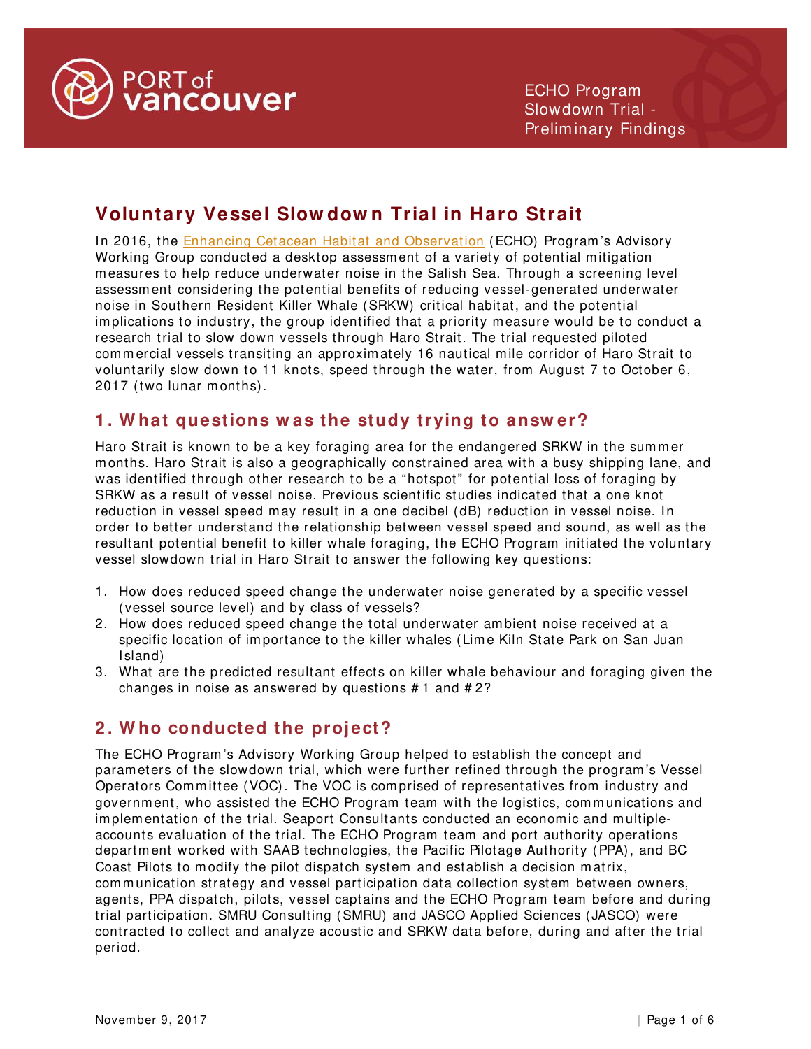PORT of vancouver

ECHO Program Slowdown Trial - Preliminary Findings

# Voluntary Vessel Slowdown Trial in Haro Strait

In 2016, the Enhancing Cetacean Habitat and Observation (ECHO) Program's Advisory Working Group conducted a desktop assessment of a variety of potential mitigation measures to help reduce underwater noise in the Salish Sea. Through a screening level assessment considering the potential benefits of reducing vessel-generated underwater noise in Southern Resident Killer Whale (SRKW) critical habitat, and the potential implications to industry, the group identified that a priority measure would be to conduct a research trial to slow down vessels through Haro Strait. The trial requested piloted commercial vessels transiting an approximately 16 nautical mile corridor of Haro Strait to voluntarily slow down to 11 knots, speed through the water, from August 7 to October 6, 2017 (two lunar months).

## 1. What questions was the study trying to answer?

Haro Strait is known to be a key foraging area for the endangered SRKW in the summer months. Haro Strait is also a geographically constrained area with a busy shipping lane, and was identified through other research to be a "hotspot" for potential loss of foraging by SRKW as a result of vessel noise. Previous scientific studies indicated that a one knot reduction in vessel speed may result in a one decibel (dB) reduction in vessel noise. In order to better understand the relationship between vessel speed and sound, as well as the resultant potential benefit to killer whale foraging, the ECHO Program initiated the voluntary vessel slowdown trial in Haro Strait to answer the following key questions:

1. How does reduced speed change the underwater noise generated by a specific vessel (vessel source level) and by class of vessels?
2. How does reduced speed change the total underwater ambient noise received at a specific location of importance to the killer whales (Lime Kiln State Park on San Juan Island)
3. What are the predicted resultant effects on killer whale behaviour and foraging given the changes in noise as answered by questions #1 and #2?

## 2. Who conducted the project?

The ECHO Program's Advisory Working Group helped to establish the concept and parameters of the slowdown trial, which were further refined through the program's Vessel Operators Committee (VOC). The VOC is comprised of representatives from industry and government, who assisted the ECHO Program team with the logistics, communications and implementation of the trial. Seaport Consultants conducted an economic and multiple-accounts evaluation of the trial. The ECHO Program team and port authority operations department worked with SAAB technologies, the Pacific Pilotage Authority (PPA), and BC Coast Pilots to modify the pilot dispatch system and establish a decision matrix, communication strategy and vessel participation data collection system between owners, agents, PPA dispatch, pilots, vessel captains and the ECHO Program team before and during trial participation. SMRU Consulting (SMRU) and JASCO Applied Sciences (JASCO) were contracted to collect and analyze acoustic and SRKW data before, during and after the trial period.

November 9, 2017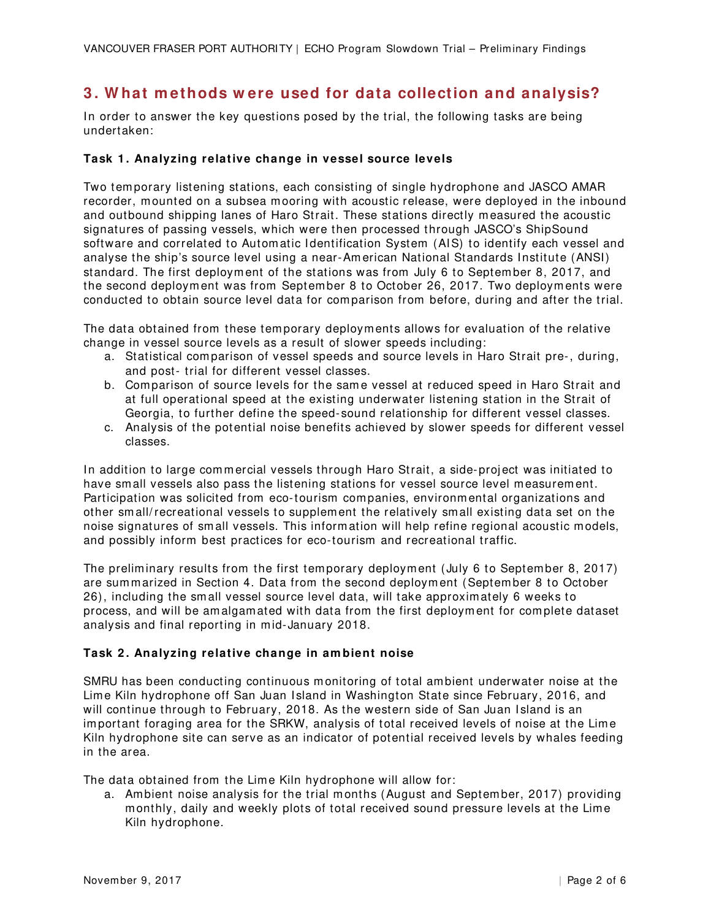## 3. What methods were used for data collection and analysis?

In order to answer the key questions posed by the trial, the following tasks are being undertaken:

**Task 1. Analyzing relative change in vessel source levels**

Two temporary listening stations, each consisting of single hydrophone and JASCO AMAR recorder, mounted on a subsea mooring with acoustic release, were deployed in the inbound and outbound shipping lanes of Haro Strait. These stations directly measured the acoustic signatures of passing vessels, which were then processed through JASCO's ShipSound software and correlated to Automatic Identification System (AIS) to identify each vessel and analyse the ship's source level using a near-American National Standards Institute (ANSI) standard. The first deployment of the stations was from July 6 to September 8, 2017, and the second deployment was from September 8 to October 26, 2017. Two deployments were conducted to obtain source level data for comparison from before, during and after the trial.

The data obtained from these temporary deployments allows for evaluation of the relative change in vessel source levels as a result of slower speeds including:

a. Statistical comparison of vessel speeds and source levels in Haro Strait pre-, during, and post- trial for different vessel classes.
b. Comparison of source levels for the same vessel at reduced speed in Haro Strait and at full operational speed at the existing underwater listening station in the Strait of Georgia, to further define the speed-sound relationship for different vessel classes.
c. Analysis of the potential noise benefits achieved by slower speeds for different vessel classes.

In addition to large commercial vessels through Haro Strait, a side-project was initiated to have small vessels also pass the listening stations for vessel source level measurement. Participation was solicited from eco-tourism companies, environmental organizations and other small/recreational vessels to supplement the relatively small existing data set on the noise signatures of small vessels. This information will help refine regional acoustic models, and possibly inform best practices for eco-tourism and recreational traffic.

The preliminary results from the first temporary deployment (July 6 to September 8, 2017) are summarized in Section 4. Data from the second deployment (September 8 to October 26), including the small vessel source level data, will take approximately 6 weeks to process, and will be amalgamated with data from the first deployment for complete dataset analysis and final reporting in mid-January 2018.

**Task 2. Analyzing relative change in ambient noise**

SMRU has been conducting continuous monitoring of total ambient underwater noise at the Lime Kiln hydrophone off San Juan Island in Washington State since February, 2016, and will continue through to February, 2018. As the western side of San Juan Island is an important foraging area for the SRKW, analysis of total received levels of noise at the Lime Kiln hydrophone site can serve as an indicator of potential received levels by whales feeding in the area.

The data obtained from the Lime Kiln hydrophone will allow for:

a. Ambient noise analysis for the trial months (August and September, 2017) providing monthly, daily and weekly plots of total received sound pressure levels at the Lime Kiln hydrophone.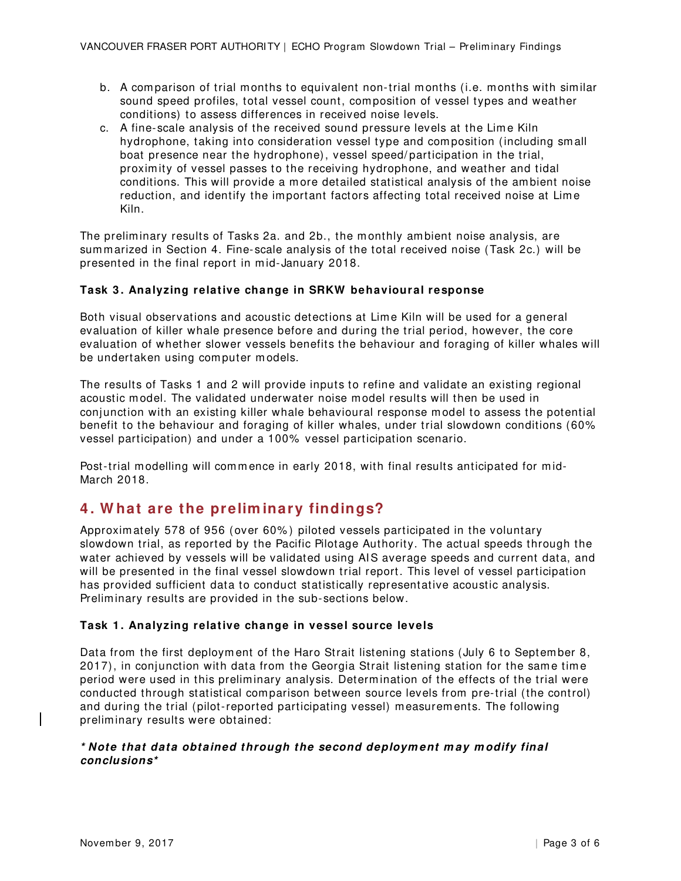b. A comparison of trial months to equivalent non-trial months (i.e. months with similar sound speed profiles, total vessel count, composition of vessel types and weather conditions) to assess differences in received noise levels.

c. A fine-scale analysis of the received sound pressure levels at the Lime Kiln hydrophone, taking into consideration vessel type and composition (including small boat presence near the hydrophone), vessel speed/participation in the trial, proximity of vessel passes to the receiving hydrophone, and weather and tidal conditions. This will provide a more detailed statistical analysis of the ambient noise reduction, and identify the important factors affecting total received noise at Lime Kiln.

The preliminary results of Tasks 2a. and 2b., the monthly ambient noise analysis, are summarized in Section 4. Fine-scale analysis of the total received noise (Task 2c.) will be presented in the final report in mid-January 2018.

**Task 3. Analyzing relative change in SRKW behavioural response**

Both visual observations and acoustic detections at Lime Kiln will be used for a general evaluation of killer whale presence before and during the trial period, however, the core evaluation of whether slower vessels benefits the behaviour and foraging of killer whales will be undertaken using computer models.

The results of Tasks 1 and 2 will provide inputs to refine and validate an existing regional acoustic model. The validated underwater noise model results will then be used in conjunction with an existing killer whale behavioural response model to assess the potential benefit to the behaviour and foraging of killer whales, under trial slowdown conditions (60% vessel participation) and under a 100% vessel participation scenario.

Post-trial modelling will commence in early 2018, with final results anticipated for mid-March 2018.

## 4. What are the preliminary findings?

Approximately 578 of 956 (over 60%) piloted vessels participated in the voluntary slowdown trial, as reported by the Pacific Pilotage Authority. The actual speeds through the water achieved by vessels will be validated using AIS average speeds and current data, and will be presented in the final vessel slowdown trial report. This level of vessel participation has provided sufficient data to conduct statistically representative acoustic analysis. Preliminary results are provided in the sub-sections below.

**Task 1. Analyzing relative change in vessel source levels**

Data from the first deployment of the Haro Strait listening stations (July 6 to September 8, 2017), in conjunction with data from the Georgia Strait listening station for the same time period were used in this preliminary analysis. Determination of the effects of the trial were conducted through statistical comparison between source levels from pre-trial (the control) and during the trial (pilot-reported participating vessel) measurements. The following preliminary results were obtained:

***\*Note that data obtained through the second deployment may modify final conclusions\****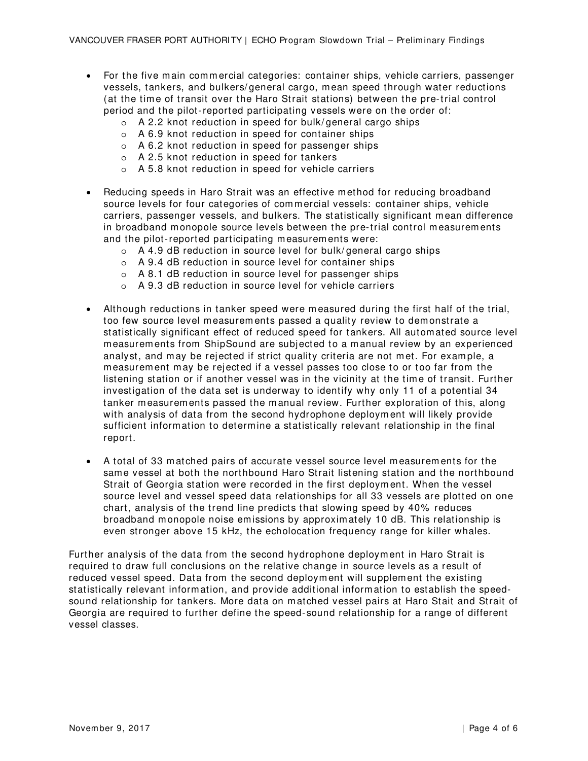- For the five main commercial categories: container ships, vehicle carriers, passenger vessels, tankers, and bulkers/general cargo, mean speed through water reductions (at the time of transit over the Haro Strait stations) between the pre-trial control period and the pilot-reported participating vessels were on the order of:
  - A 2.2 knot reduction in speed for bulk/general cargo ships
  - A 6.9 knot reduction in speed for container ships
  - A 6.2 knot reduction in speed for passenger ships
  - A 2.5 knot reduction in speed for tankers
  - A 5.8 knot reduction in speed for vehicle carriers

- Reducing speeds in Haro Strait was an effective method for reducing broadband source levels for four categories of commercial vessels: container ships, vehicle carriers, passenger vessels, and bulkers. The statistically significant mean difference in broadband monopole source levels between the pre-trial control measurements and the pilot-reported participating measurements were:
  - A 4.9 dB reduction in source level for bulk/general cargo ships
  - A 9.4 dB reduction in source level for container ships
  - A 8.1 dB reduction in source level for passenger ships
  - A 9.3 dB reduction in source level for vehicle carriers

- Although reductions in tanker speed were measured during the first half of the trial, too few source level measurements passed a quality review to demonstrate a statistically significant effect of reduced speed for tankers. All automated source level measurements from ShipSound are subjected to a manual review by an experienced analyst, and may be rejected if strict quality criteria are not met. For example, a measurement may be rejected if a vessel passes too close to or too far from the listening station or if another vessel was in the vicinity at the time of transit. Further investigation of the data set is underway to identify why only 11 of a potential 34 tanker measurements passed the manual review. Further exploration of this, along with analysis of data from the second hydrophone deployment will likely provide sufficient information to determine a statistically relevant relationship in the final report.

- A total of 33 matched pairs of accurate vessel source level measurements for the same vessel at both the northbound Haro Strait listening station and the northbound Strait of Georgia station were recorded in the first deployment. When the vessel source level and vessel speed data relationships for all 33 vessels are plotted on one chart, analysis of the trend line predicts that slowing speed by 40% reduces broadband monopole noise emissions by approximately 10 dB. This relationship is even stronger above 15 kHz, the echolocation frequency range for killer whales.

Further analysis of the data from the second hydrophone deployment in Haro Strait is required to draw full conclusions on the relative change in source levels as a result of reduced vessel speed. Data from the second deployment will supplement the existing statistically relevant information, and provide additional information to establish the speed-sound relationship for tankers. More data on matched vessel pairs at Haro Stait and Strait of Georgia are required to further define the speed-sound relationship for a range of different vessel classes.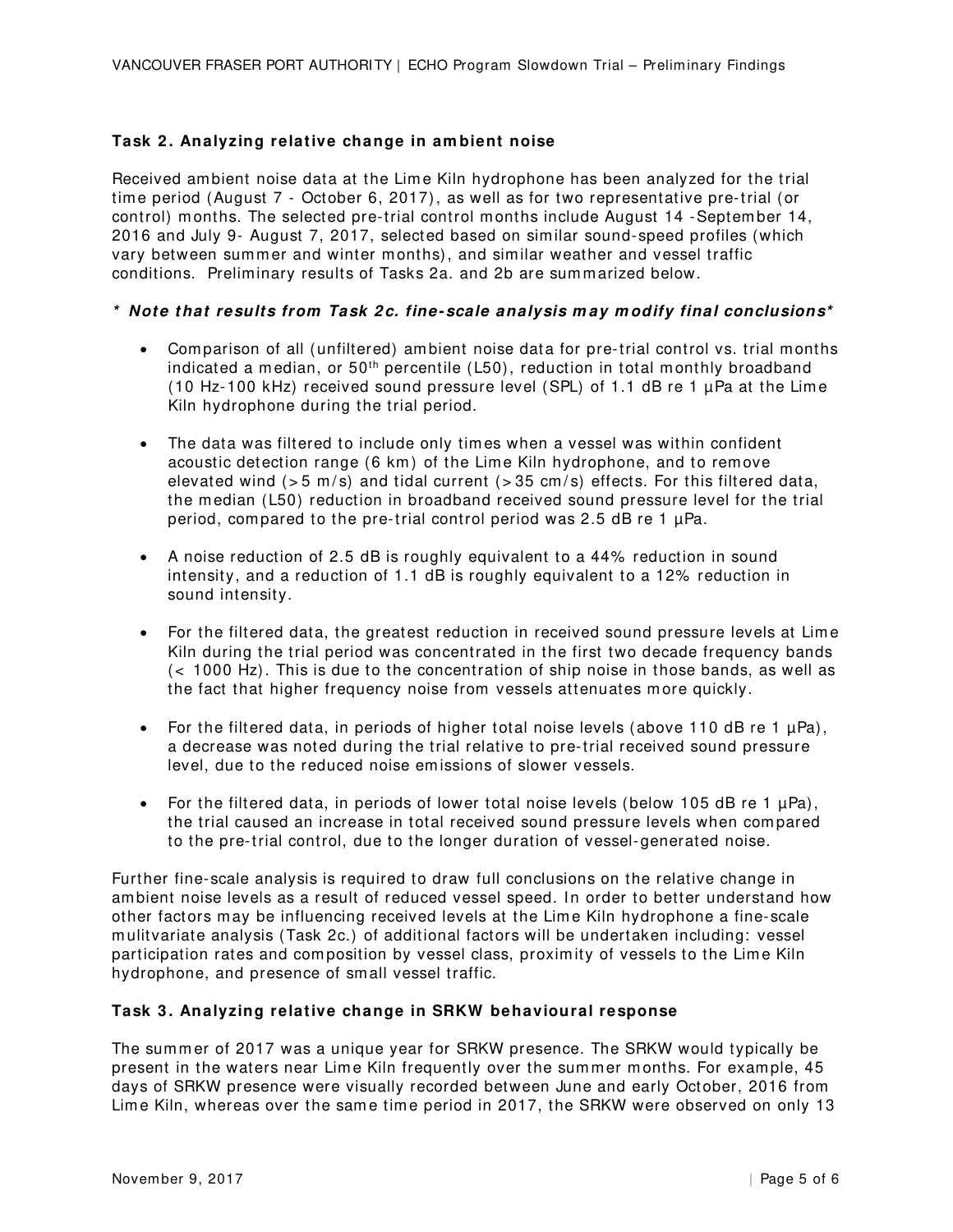**Task 2. Analyzing relative change in ambient noise**

Received ambient noise data at the Lime Kiln hydrophone has been analyzed for the trial time period (August 7 - October 6, 2017), as well as for two representative pre-trial (or control) months. The selected pre-trial control months include August 14 -September 14, 2016 and July 9- August 7, 2017, selected based on similar sound-speed profiles (which vary between summer and winter months), and similar weather and vessel traffic conditions. Preliminary results of Tasks 2a. and 2b are summarized below.

***\* Note that results from Task 2c. fine-scale analysis may modify final conclusions\****

- Comparison of all (unfiltered) ambient noise data for pre-trial control vs. trial months indicated a median, or 50th percentile (L50), reduction in total monthly broadband (10 Hz-100 kHz) received sound pressure level (SPL) of 1.1 dB re 1 µPa at the Lime Kiln hydrophone during the trial period.
- The data was filtered to include only times when a vessel was within confident acoustic detection range (6 km) of the Lime Kiln hydrophone, and to remove elevated wind (>5 m/s) and tidal current (>35 cm/s) effects. For this filtered data, the median (L50) reduction in broadband received sound pressure level for the trial period, compared to the pre-trial control period was 2.5 dB re 1 µPa.
- A noise reduction of 2.5 dB is roughly equivalent to a 44% reduction in sound intensity, and a reduction of 1.1 dB is roughly equivalent to a 12% reduction in sound intensity.
- For the filtered data, the greatest reduction in received sound pressure levels at Lime Kiln during the trial period was concentrated in the first two decade frequency bands (< 1000 Hz). This is due to the concentration of ship noise in those bands, as well as the fact that higher frequency noise from vessels attenuates more quickly.
- For the filtered data, in periods of higher total noise levels (above 110 dB re 1 µPa), a decrease was noted during the trial relative to pre-trial received sound pressure level, due to the reduced noise emissions of slower vessels.
- For the filtered data, in periods of lower total noise levels (below 105 dB re 1 µPa), the trial caused an increase in total received sound pressure levels when compared to the pre-trial control, due to the longer duration of vessel-generated noise.

Further fine-scale analysis is required to draw full conclusions on the relative change in ambient noise levels as a result of reduced vessel speed. In order to better understand how other factors may be influencing received levels at the Lime Kiln hydrophone a fine-scale mulitvariate analysis (Task 2c.) of additional factors will be undertaken including: vessel participation rates and composition by vessel class, proximity of vessels to the Lime Kiln hydrophone, and presence of small vessel traffic.

**Task 3. Analyzing relative change in SRKW behavioural response**

The summer of 2017 was a unique year for SRKW presence. The SRKW would typically be present in the waters near Lime Kiln frequently over the summer months. For example, 45 days of SRKW presence were visually recorded between June and early October, 2016 from Lime Kiln, whereas over the same time period in 2017, the SRKW were observed on only 13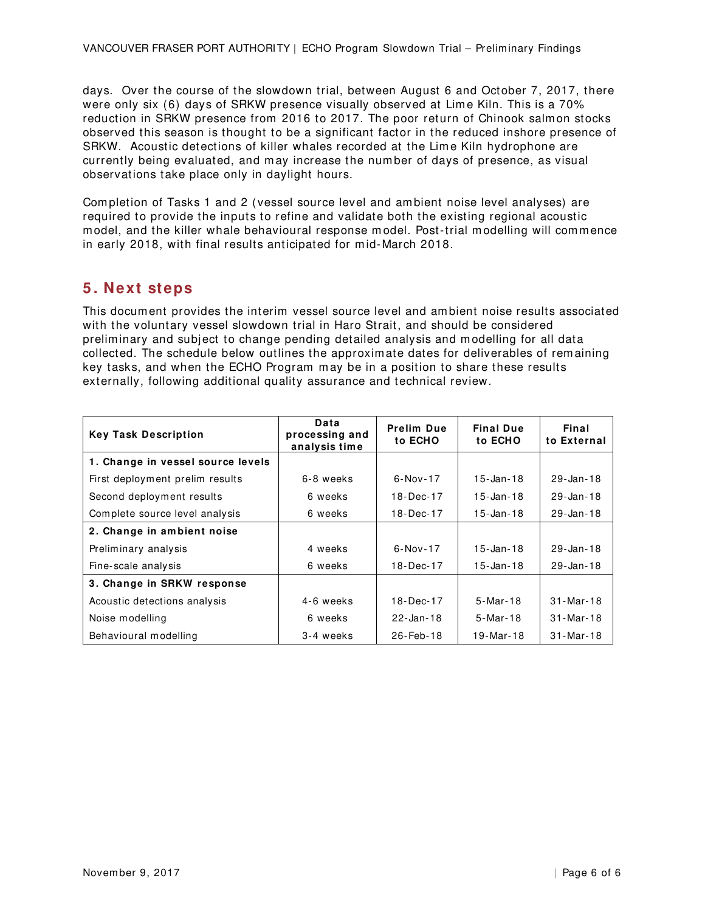days. Over the course of the slowdown trial, between August 6 and October 7, 2017, there were only six (6) days of SRKW presence visually observed at Lime Kiln. This is a 70% reduction in SRKW presence from 2016 to 2017. The poor return of Chinook salmon stocks observed this season is thought to be a significant factor in the reduced inshore presence of SRKW. Acoustic detections of killer whales recorded at the Lime Kiln hydrophone are currently being evaluated, and may increase the number of days of presence, as visual observations take place only in daylight hours.

Completion of Tasks 1 and 2 (vessel source level and ambient noise level analyses) are required to provide the inputs to refine and validate both the existing regional acoustic model, and the killer whale behavioural response model. Post-trial modelling will commence in early 2018, with final results anticipated for mid-March 2018.

## 5. Next steps

This document provides the interim vessel source level and ambient noise results associated with the voluntary vessel slowdown trial in Haro Strait, and should be considered preliminary and subject to change pending detailed analysis and modelling for all data collected. The schedule below outlines the approximate dates for deliverables of remaining key tasks, and when the ECHO Program may be in a position to share these results externally, following additional quality assurance and technical review.

| Key Task Description | Data processing and analysis time | Prelim Due to ECHO | Final Due to ECHO | Final to External |
|---|---|---|---|---|
| **1. Change in vessel source levels** | | | | |
| First deployment prelim results | 6-8 weeks | 6-Nov-17 | 15-Jan-18 | 29-Jan-18 |
| Second deployment results | 6 weeks | 18-Dec-17 | 15-Jan-18 | 29-Jan-18 |
| Complete source level analysis | 6 weeks | 18-Dec-17 | 15-Jan-18 | 29-Jan-18 |
| **2. Change in ambient noise** | | | | |
| Preliminary analysis | 4 weeks | 6-Nov-17 | 15-Jan-18 | 29-Jan-18 |
| Fine-scale analysis | 6 weeks | 18-Dec-17 | 15-Jan-18 | 29-Jan-18 |
| **3. Change in SRKW response** | | | | |
| Acoustic detections analysis | 4-6 weeks | 18-Dec-17 | 5-Mar-18 | 31-Mar-18 |
| Noise modelling | 6 weeks | 22-Jan-18 | 5-Mar-18 | 31-Mar-18 |
| Behavioural modelling | 3-4 weeks | 26-Feb-18 | 19-Mar-18 | 31-Mar-18 |